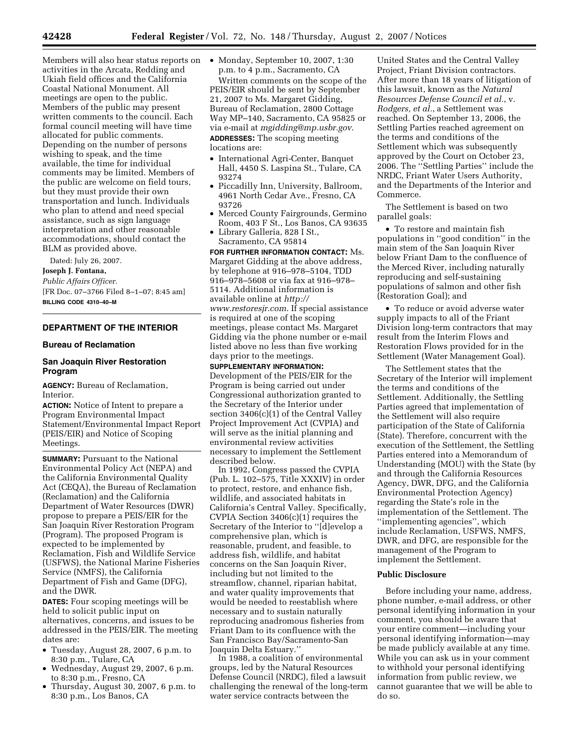Members will also hear status reports on activities in the Arcata, Redding and Ukiah field offices and the California Coastal National Monument. All meetings are open to the public. Members of the public may present written comments to the council. Each formal council meeting will have time allocated for public comments. Depending on the number of persons wishing to speak, and the time available, the time for individual comments may be limited. Members of the public are welcome on field tours, but they must provide their own transportation and lunch. Individuals who plan to attend and need special assistance, such as sign language interpretation and other reasonable accommodations, should contact the BLM as provided above.

Dated: July 26, 2007.

**Joseph J. Fontana,**

*Public Affairs Officer.*

[FR Doc. 07–3766 Filed 8–1–07; 8:45 am]

**BILLING CODE 4310–40–M**

## DEPARTMENT OF THE INTERIOR

### Bureau of Reclamation

### San Joaquin River Restoration Program

**AGENCY:** Bureau of Reclamation, Interior.

**ACTION:** Notice of Intent to prepare a Program Environmental Impact Statement/Environmental Impact Report (PEIS/EIR) and Notice of Scoping Meetings.

**SUMMARY:** Pursuant to the National Environmental Policy Act (NEPA) and the California Environmental Quality Act (CEQA), the Bureau of Reclamation (Reclamation) and the California Department of Water Resources (DWR) propose to prepare a PEIS/EIR for the San Joaquin River Restoration Program (Program). The proposed Program is expected to be implemented by Reclamation, Fish and Wildlife Service (USFWS), the National Marine Fisheries Service (NMFS), the California Department of Fish and Game (DFG), and the DWR.

**DATES:** Four scoping meetings will be held to solicit public input on alternatives, concerns, and issues to be addressed in the PEIS/EIR. The meeting dates are:

- Tuesday, August 28, 2007, 6 p.m. to 8:30 p.m., Tulare, CA
- Wednesday, August 29, 2007, 6 p.m. to 8:30 p.m., Fresno, CA
- Thursday, August 30, 2007, 6 p.m. to 8:30 p.m., Los Banos, CA
- Monday, September 10, 2007, 1:30 p.m. to 4 p.m., Sacramento, CA

Written comments on the scope of the PEIS/EIR should be sent by September 21, 2007 to Ms. Margaret Gidding, Bureau of Reclamation, 2800 Cottage Way MP–140, Sacramento, CA 95825 or via e-mail at *mgidding@mp.usbr.gov*.

**ADDRESSES:** The scoping meeting locations are:

- International Agri-Center, Banquet Hall, 4450 S. Laspina St., Tulare, CA 93274
- Piccadilly Inn, University, Ballroom, 4961 North Cedar Ave., Fresno, CA 93726
- Merced County Fairgrounds, Germino Room, 403 F St., Los Banos, CA 93635
- Library Galleria, 828 I St., Sacramento, CA 95814

**FOR FURTHER INFORMATION CONTACT:** Ms. Margaret Gidding at the above address, by telephone at 916–978–5104, TDD 916–978–5608 or via fax at 916–978–5114. Additional information is available online at *http://www.restoresjr.com*. If special assistance is required at one of the scoping meetings, please contact Ms. Margaret Gidding via the phone number or e-mail listed above no less than five working days prior to the meetings.

**SUPPLEMENTARY INFORMATION:** Development of the PEIS/EIR for the Program is being carried out under Congressional authorization granted to the Secretary of the Interior under section 3406(c)(1) of the Central Valley Project Improvement Act (CVPIA) and will serve as the initial planning and environmental review activities necessary to implement the Settlement described below.

In 1992, Congress passed the CVPIA (Pub. L. 102–575, Title XXXIV) in order to protect, restore, and enhance fish, wildlife, and associated habitats in California's Central Valley. Specifically, CVPIA Section 3406(c)(1) requires the Secretary of the Interior to ''[d]evelop a comprehensive plan, which is reasonable, prudent, and feasible, to address fish, wildlife, and habitat concerns on the San Joaquin River, including but not limited to the streamflow, channel, riparian habitat, and water quality improvements that would be needed to reestablish where necessary and to sustain naturally reproducing anadromous fisheries from Friant Dam to its confluence with the San Francisco Bay/Sacramento-San Joaquin Delta Estuary.''

In 1988, a coalition of environmental groups, led by the Natural Resources Defense Council (NRDC), filed a lawsuit challenging the renewal of the long-term water service contracts between the United States and the Central Valley Project, Friant Division contractors. After more than 18 years of litigation of this lawsuit, known as the *Natural Resources Defense Council et al.*, v. *Rodgers, et al.*, a Settlement was reached. On September 13, 2006, the Settling Parties reached agreement on the terms and conditions of the Settlement which was subsequently approved by the Court on October 23, 2006. The ''Settling Parties'' include the NRDC, Friant Water Users Authority, and the Departments of the Interior and Commerce.

The Settlement is based on two parallel goals:

- To restore and maintain fish populations in ''good condition'' in the main stem of the San Joaquin River below Friant Dam to the confluence of the Merced River, including naturally reproducing and self-sustaining populations of salmon and other fish (Restoration Goal); and
- To reduce or avoid adverse water supply impacts to all of the Friant Division long-term contractors that may result from the Interim Flows and Restoration Flows provided for in the Settlement (Water Management Goal).

The Settlement states that the Secretary of the Interior will implement the terms and conditions of the Settlement. Additionally, the Settling Parties agreed that implementation of the Settlement will also require participation of the State of California (State). Therefore, concurrent with the execution of the Settlement, the Settling Parties entered into a Memorandum of Understanding (MOU) with the State (by and through the California Resources Agency, DWR, DFG, and the California Environmental Protection Agency) regarding the State's role in the implementation of the Settlement. The ''implementing agencies'', which include Reclamation, USFWS, NMFS, DWR, and DFG, are responsible for the management of the Program to implement the Settlement.

#### Public Disclosure

Before including your name, address, phone number, e-mail address, or other personal identifying information in your comment, you should be aware that your entire comment—including your personal identifying information—may be made publicly available at any time. While you can ask us in your comment to withhold your personal identifying information from public review, we cannot guarantee that we will be able to do so.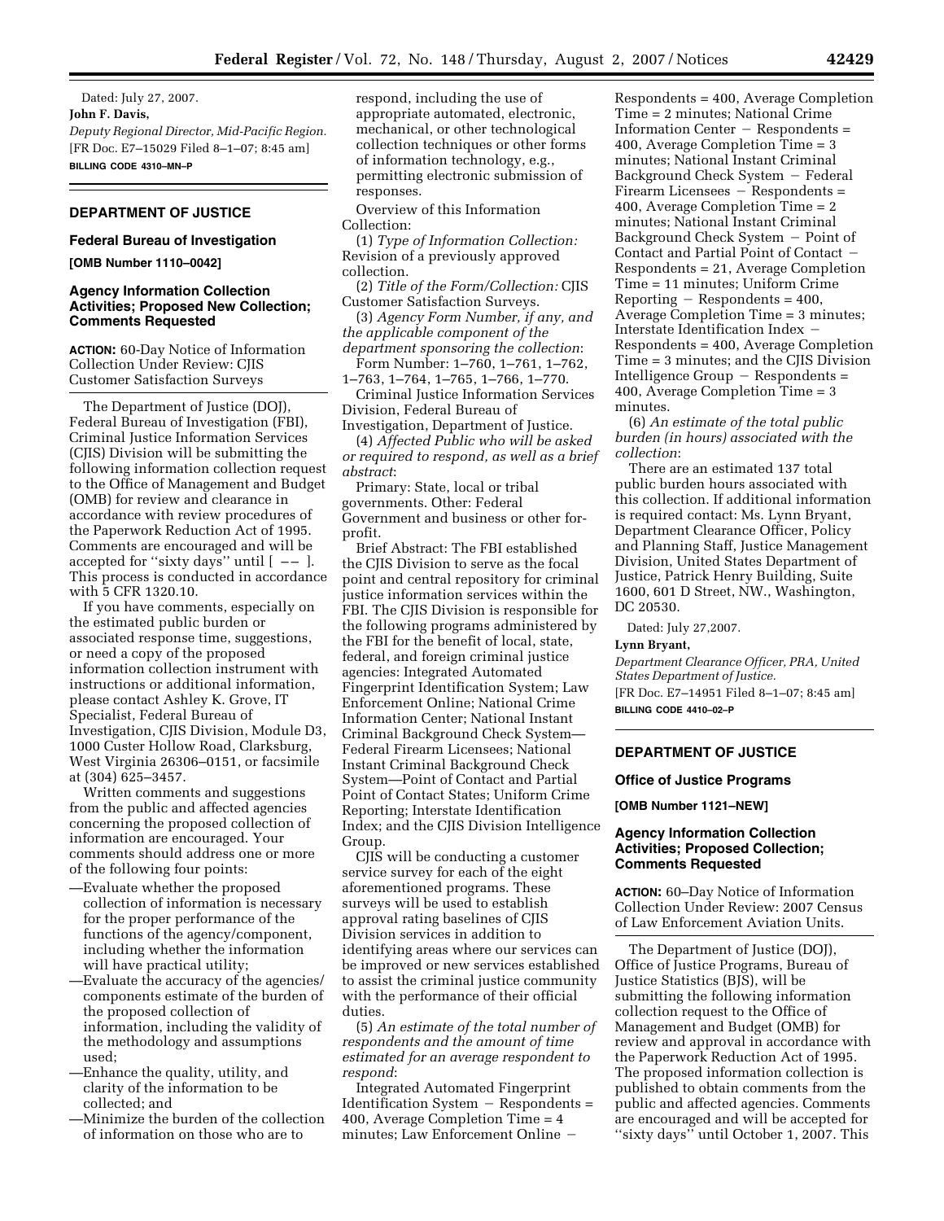Dated: July 27, 2007.

**John F. Davis,**

*Deputy Regional Director, Mid-Pacific Region.*

[FR Doc. E7–15029 Filed 8–1–07; 8:45 am]

**BILLING CODE 4310–MN–P**

## DEPARTMENT OF JUSTICE

### Federal Bureau of Investigation

**[OMB Number 1110–0042]**

### Agency Information Collection Activities; Proposed New Collection; Comments Requested

**ACTION:** 60-Day Notice of Information Collection Under Review: CJIS Customer Satisfaction Surveys

The Department of Justice (DOJ), Federal Bureau of Investigation (FBI), Criminal Justice Information Services (CJIS) Division will be submitting the following information collection request to the Office of Management and Budget (OMB) for review and clearance in accordance with review procedures of the Paperwork Reduction Act of 1995. Comments are encouraged and will be accepted for ''sixty days'' until [ −− ]. This process is conducted in accordance with 5 CFR 1320.10.

If you have comments, especially on the estimated public burden or associated response time, suggestions, or need a copy of the proposed information collection instrument with instructions or additional information, please contact Ashley K. Grove, IT Specialist, Federal Bureau of Investigation, CJIS Division, Module D3, 1000 Custer Hollow Road, Clarksburg, West Virginia 26306–0151, or facsimile at (304) 625–3457.

Written comments and suggestions from the public and affected agencies concerning the proposed collection of information are encouraged. Your comments should address one or more of the following four points:

—Evaluate whether the proposed collection of information is necessary for the proper performance of the functions of the agency/component, including whether the information will have practical utility;

—Evaluate the accuracy of the agencies/components estimate of the burden of the proposed collection of information, including the validity of the methodology and assumptions used;

—Enhance the quality, utility, and clarity of the information to be collected; and

—Minimize the burden of the collection of information on those who are to respond, including the use of appropriate automated, electronic, mechanical, or other technological collection techniques or other forms of information technology, e.g., permitting electronic submission of responses.

Overview of this Information Collection:

(1) *Type of Information Collection:* Revision of a previously approved collection.

(2) *Title of the Form/Collection:* CJIS Customer Satisfaction Surveys.

(3) *Agency Form Number, if any, and the applicable component of the department sponsoring the collection*:

Form Number: 1–760, 1–761, 1–762, 1–763, 1–764, 1–765, 1–766, 1–770.

Criminal Justice Information Services Division, Federal Bureau of Investigation, Department of Justice.

(4) *Affected Public who will be asked or required to respond, as well as a brief abstract*:

Primary: State, local or tribal governments. Other: Federal Government and business or other for-profit.

Brief Abstract: The FBI established the CJIS Division to serve as the focal point and central repository for criminal justice information services within the FBI. The CJIS Division is responsible for the following programs administered by the FBI for the benefit of local, state, federal, and foreign criminal justice agencies: Integrated Automated Fingerprint Identification System; Law Enforcement Online; National Crime Information Center; National Instant Criminal Background Check System—Federal Firearm Licensees; National Instant Criminal Background Check System—Point of Contact and Partial Point of Contact States; Uniform Crime Reporting; Interstate Identification Index; and the CJIS Division Intelligence Group.

CJIS will be conducting a customer service survey for each of the eight aforementioned programs. These surveys will be used to establish approval rating baselines of CJIS Division services in addition to identifying areas where our services can be improved or new services established to assist the criminal justice community with the performance of their official duties.

(5) *An estimate of the total number of respondents and the amount of time estimated for an average respondent to respond*:

Integrated Automated Fingerprint Identification System − Respondents = 400, Average Completion Time = 4 minutes; Law Enforcement Online − Respondents = 400, Average Completion Time = 2 minutes; National Crime Information Center − Respondents = 400, Average Completion Time = 3 minutes; National Instant Criminal Background Check System − Federal Firearm Licensees − Respondents = 400, Average Completion Time = 2 minutes; National Instant Criminal Background Check System − Point of Contact and Partial Point of Contact − Respondents = 21, Average Completion Time = 11 minutes; Uniform Crime Reporting − Respondents = 400, Average Completion Time = 3 minutes; Interstate Identification Index − Respondents = 400, Average Completion Time = 3 minutes; and the CJIS Division Intelligence Group − Respondents = 400, Average Completion Time = 3 minutes.

(6) *An estimate of the total public burden (in hours) associated with the collection*:

There are an estimated 137 total public burden hours associated with this collection. If additional information is required contact: Ms. Lynn Bryant, Department Clearance Officer, Policy and Planning Staff, Justice Management Division, United States Department of Justice, Patrick Henry Building, Suite 1600, 601 D Street, NW., Washington, DC 20530.

Dated: July 27,2007.

**Lynn Bryant,**

*Department Clearance Officer, PRA, United States Department of Justice.*

[FR Doc. E7–14951 Filed 8–1–07; 8:45 am]

**BILLING CODE 4410–02–P**

## DEPARTMENT OF JUSTICE

### Office of Justice Programs

**[OMB Number 1121–NEW]**

### Agency Information Collection Activities; Proposed Collection; Comments Requested

**ACTION:** 60–Day Notice of Information Collection Under Review: 2007 Census of Law Enforcement Aviation Units.

The Department of Justice (DOJ), Office of Justice Programs, Bureau of Justice Statistics (BJS), will be submitting the following information collection request to the Office of Management and Budget (OMB) for review and approval in accordance with the Paperwork Reduction Act of 1995. The proposed information collection is published to obtain comments from the public and affected agencies. Comments are encouraged and will be accepted for ''sixty days'' until October 1, 2007. This